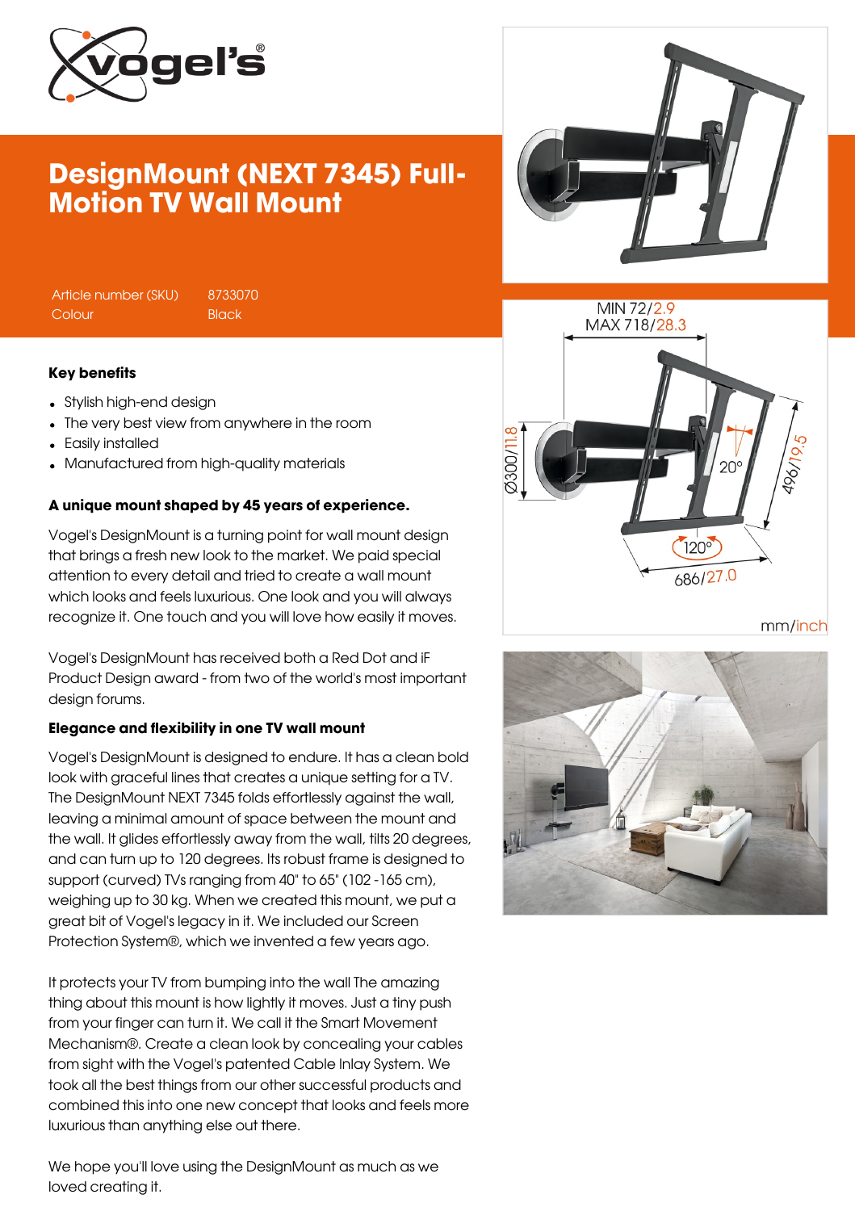# DesignMount (NEXT 7345) Full-Motion TV Wall Mount

| Article number (SKU) | 8733070 |
| --- | --- |
| Colour | Black |

### Key benefits

- Stylish high-end design
- The very best view from anywhere in the room
- Easily installed
- Manufactured from high-quality materials

### A unique mount shaped by 45 years of experience.

Vogel's DesignMount is a turning point for wall mount design that brings a fresh new look to the market. We paid special attention to every detail and tried to create a wall mount which looks and feels luxurious. One look and you will always recognize it. One touch and you will love how easily it moves.

Vogel's DesignMount has received both a Red Dot and iF Product Design award - from two of the world's most important design forums.

### Elegance and flexibility in one TV wall mount

Vogel's DesignMount is designed to endure. It has a clean bold look with graceful lines that creates a unique setting for a TV. The DesignMount NEXT 7345 folds effortlessly against the wall, leaving a minimal amount of space between the mount and the wall. It glides effortlessly away from the wall, tilts 20 degrees, and can turn up to 120 degrees. Its robust frame is designed to support (curved) TVs ranging from 40" to 65" (102 -165 cm), weighing up to 30 kg. When we created this mount, we put a great bit of Vogel's legacy in it. We included our Screen Protection System®, which we invented a few years ago.

It protects your TV from bumping into the wall The amazing thing about this mount is how lightly it moves. Just a tiny push from your finger can turn it. We call it the Smart Movement Mechanism®. Create a clean look by concealing your cables from sight with the Vogel's patented Cable Inlay System. We took all the best things from our other successful products and combined this into one new concept that looks and feels more luxurious than anything else out there.

We hope you'll love using the DesignMount as much as we loved creating it.

MIN 72/2.9
MAX 718/28.3
Ø300/11.8
20°
496/19.5
120°
686/27.0
mm/inch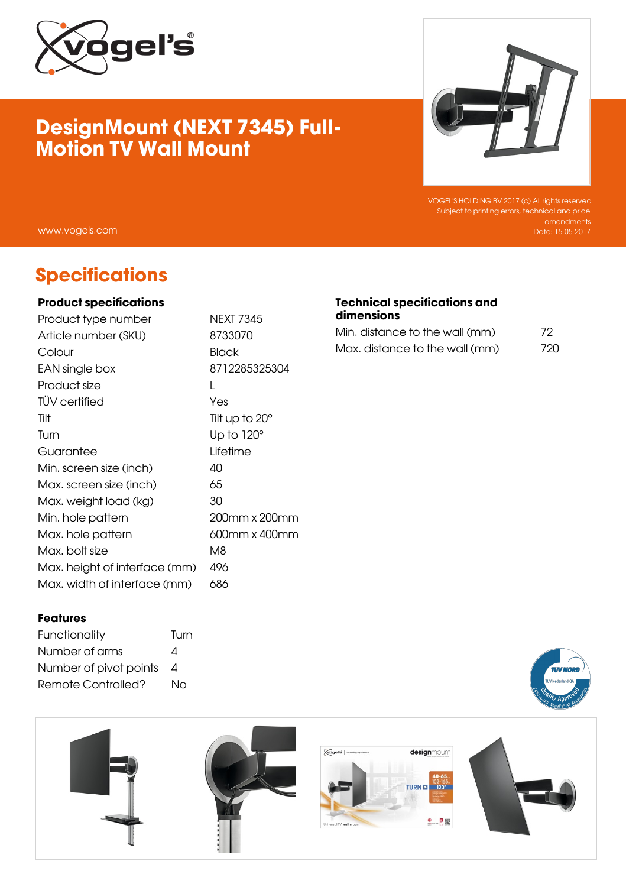# DesignMount (NEXT 7345) Full-Motion TV Wall Mount

www.vogels.com

VOGEL'S HOLDING BV 2017 (c) All rights reserved
Subject to printing errors, technical and price amendments
Date: 15-05-2017

## Specifications

### Product specifications

| | |
|---|---|
| Product type number | NEXT 7345 |
| Article number (SKU) | 8733070 |
| Colour | Black |
| EAN single box | 8712285325304 |
| Product size | L |
| TÜV certified | Yes |
| Tilt | Tilt up to 20° |
| Turn | Up to 120° |
| Guarantee | Lifetime |
| Min. screen size (inch) | 40 |
| Max. screen size (inch) | 65 |
| Max. weight load (kg) | 30 |
| Min. hole pattern | 200mm x 200mm |
| Max. hole pattern | 600mm x 400mm |
| Max. bolt size | M8 |
| Max. height of interface (mm) | 496 |
| Max. width of interface (mm) | 686 |

### Technical specifications and dimensions

| | |
|---|---|
| Min. distance to the wall (mm) | 72 |
| Max. distance to the wall (mm) | 720 |

### Features

| | |
|---|---|
| Functionality | Turn |
| Number of arms | 4 |
| Number of pivot points | 4 |
| Remote Controlled? | No |